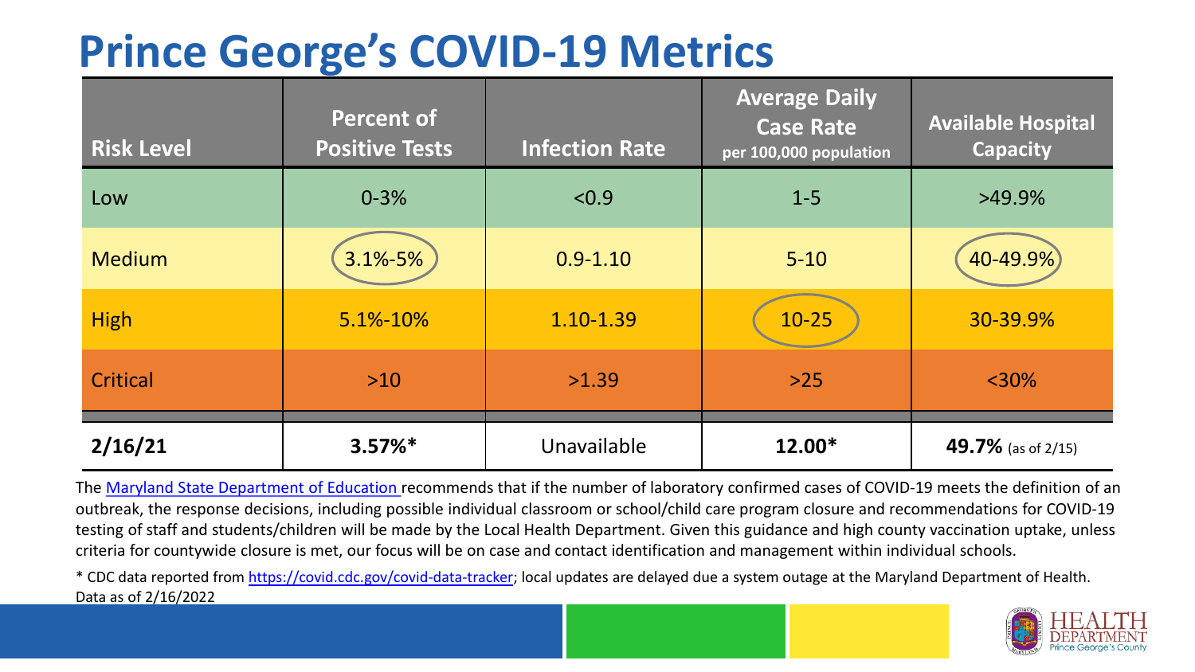# Prince George's COVID-19 Metrics

| Risk Level | Percent of Positive Tests | Infection Rate | Average Daily Case Rate per 100,000 population | Available Hospital Capacity |
|---|---|---|---|---|
| Low | 0-3% | <0.9 | 1-5 | >49.9% |
| Medium | 3.1%-5% | 0.9-1.10 | 5-10 | 40-49.9% |
| High | 5.1%-10% | 1.10-1.39 | 10-25 | 30-39.9% |
| Critical | >10 | >1.39 | >25 | <30% |
| **2/16/21** | **3.57%*** | Unavailable | **12.00*** | **49.7%** (as of 2/15) |

The [Maryland State Department of Education](https://www.marylandpublicschools.org) recommends that if the number of laboratory confirmed cases of COVID-19 meets the definition of an outbreak, the response decisions, including possible individual classroom or school/child care program closure and recommendations for COVID-19 testing of staff and students/children will be made by the Local Health Department. Given this guidance and high county vaccination uptake, unless criteria for countywide closure is met, our focus will be on case and contact identification and management within individual schools.

* CDC data reported from [https://covid.cdc.gov/covid-data-tracker](https://covid.cdc.gov/covid-data-tracker); local updates are delayed due a system outage at the Maryland Department of Health. Data as of 2/16/2022

HEALTH DEPARTMENT Prince George's County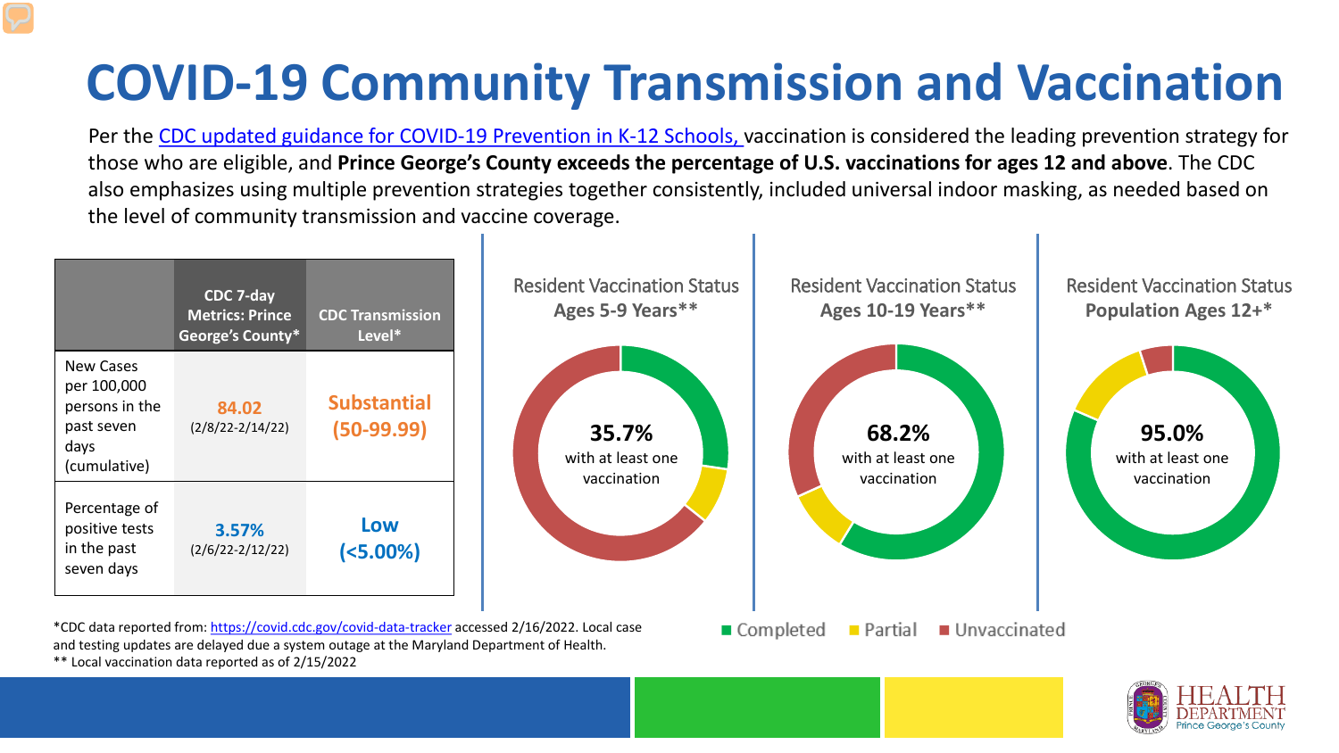# COVID-19 Community Transmission and Vaccination

Per the CDC updated guidance for COVID-19 Prevention in K-12 Schools, vaccination is considered the leading prevention strategy for those who are eligible, and **Prince George's County exceeds the percentage of U.S. vaccinations for ages 12 and above**. The CDC also emphasizes using multiple prevention strategies together consistently, included universal indoor masking, as needed based on the level of community transmission and vaccine coverage.

| | CDC 7-day Metrics: Prince George's County* | CDC Transmission Level* |
|---|---|---|
| New Cases per 100,000 persons in the past seven days (cumulative) | **84.02** (2/8/22-2/14/22) | **Substantial (50-99.99)** |
| Percentage of positive tests in the past seven days | **3.57%** (2/6/22-2/12/22) | **Low (<5.00%)** |

**Resident Vaccination Status Ages 5-9 Years****

**35.7%** with at least one vaccination

**Resident Vaccination Status Ages 10-19 Years****

**68.2%** with at least one vaccination

**Resident Vaccination Status Population Ages 12+***

**95.0%** with at least one vaccination

Completed | Partial | Unvaccinated

*CDC data reported from: https://covid.cdc.gov/covid-data-tracker accessed 2/16/2022. Local case and testing updates are delayed due a system outage at the Maryland Department of Health.

** Local vaccination data reported as of 2/15/2022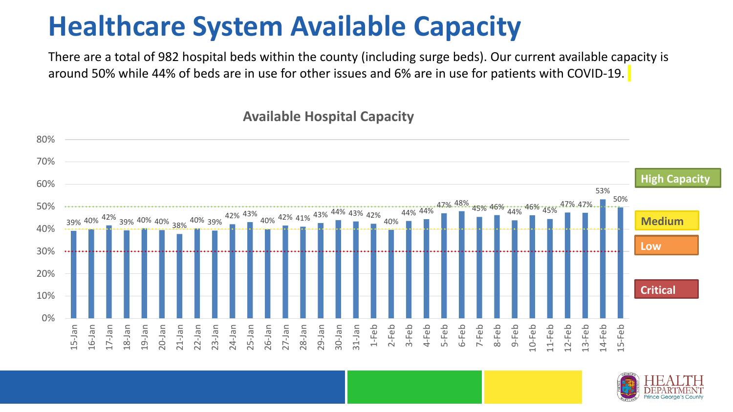# Healthcare System Available Capacity

There are a total of 982 hospital beds within the county (including surge beds). Our current available capacity is around 50% while 44% of beds are in use for other issues and 6% are in use for patients with COVID-19.

Available Hospital Capacity

80%
70%
60%
50%
40%
30%
20%
10%
0%

39% 40% 42% 39% 40% 40% 38% 40% 39% 42% 43% 40% 42% 41% 43% 44% 43% 42% 40% 44% 44% 47% 48% 45% 46% 44% 46% 45% 47% 47% 53% 50%

15-Jan 16-Jan 17-Jan 18-Jan 19-Jan 20-Jan 21-Jan 22-Jan 23-Jan 24-Jan 25-Jan 26-Jan 27-Jan 28-Jan 29-Jan 30-Jan 31-Jan 1-Feb 2-Feb 3-Feb 4-Feb 5-Feb 6-Feb 7-Feb 8-Feb 9-Feb 10-Feb 11-Feb 12-Feb 13-Feb 14-Feb 15-Feb

High Capacity

Medium

Low

Critical

HEALTH DEPARTMENT
Prince George's County